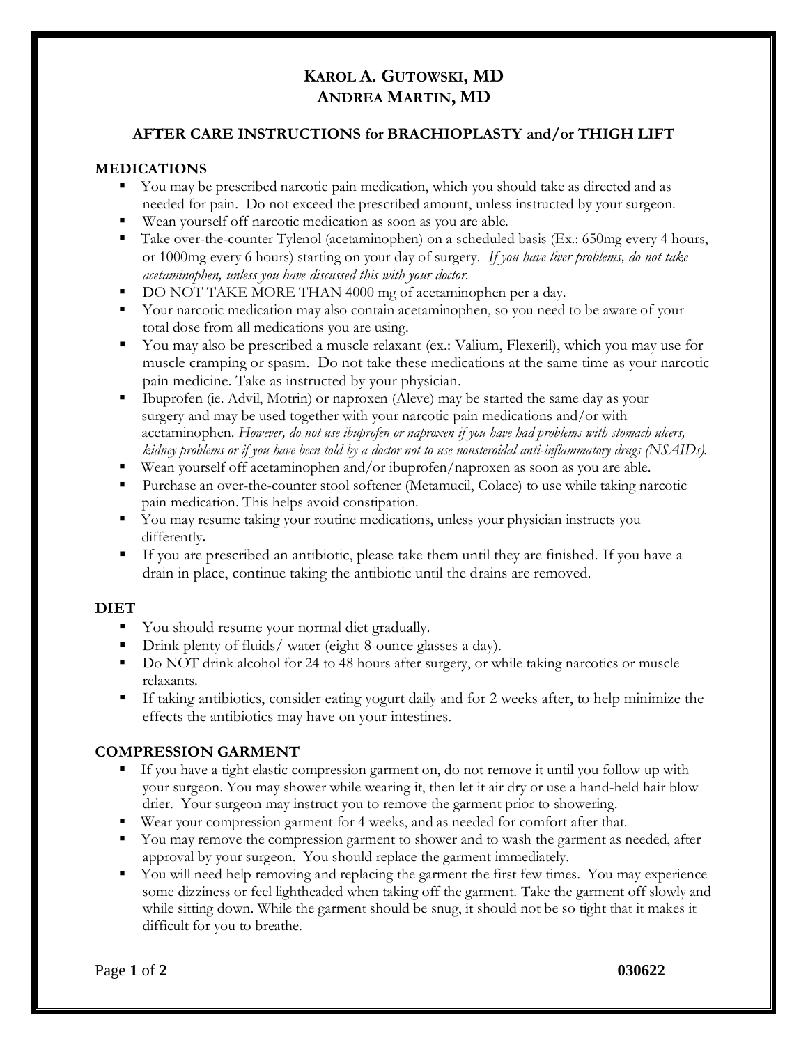# KAROL A. GUTOWSKI, MD
# ANDREA MARTIN, MD

## AFTER CARE INSTRUCTIONS for BRACHIOPLASTY and/or THIGH LIFT

### MEDICATIONS

- You may be prescribed narcotic pain medication, which you should take as directed and as needed for pain. Do not exceed the prescribed amount, unless instructed by your surgeon.
- Wean yourself off narcotic medication as soon as you are able.
- Take over-the-counter Tylenol (acetaminophen) on a scheduled basis (Ex.: 650mg every 4 hours, or 1000mg every 6 hours) starting on your day of surgery. *If you have liver problems, do not take acetaminophen, unless you have discussed this with your doctor.*
- DO NOT TAKE MORE THAN 4000 mg of acetaminophen per a day.
- Your narcotic medication may also contain acetaminophen, so you need to be aware of your total dose from all medications you are using.
- You may also be prescribed a muscle relaxant (ex.: Valium, Flexeril), which you may use for muscle cramping or spasm. Do not take these medications at the same time as your narcotic pain medicine. Take as instructed by your physician.
- Ibuprofen (ie. Advil, Motrin) or naproxen (Aleve) may be started the same day as your surgery and may be used together with your narcotic pain medications and/or with acetaminophen. *However, do not use ibuprofen or naproxen if you have had problems with stomach ulcers, kidney problems or if you have been told by a doctor not to use nonsteroidal anti-inflammatory drugs (NSAIDs).*
- Wean yourself off acetaminophen and/or ibuprofen/naproxen as soon as you are able.
- Purchase an over-the-counter stool softener (Metamucil, Colace) to use while taking narcotic pain medication. This helps avoid constipation.
- You may resume taking your routine medications, unless your physician instructs you differently**.**
- If you are prescribed an antibiotic, please take them until they are finished. If you have a drain in place, continue taking the antibiotic until the drains are removed.

### DIET

- You should resume your normal diet gradually.
- Drink plenty of fluids/ water (eight 8-ounce glasses a day).
- Do NOT drink alcohol for 24 to 48 hours after surgery, or while taking narcotics or muscle relaxants.
- If taking antibiotics, consider eating yogurt daily and for 2 weeks after, to help minimize the effects the antibiotics may have on your intestines.

### COMPRESSION GARMENT

- If you have a tight elastic compression garment on, do not remove it until you follow up with your surgeon. You may shower while wearing it, then let it air dry or use a hand-held hair blow drier. Your surgeon may instruct you to remove the garment prior to showering.
- Wear your compression garment for 4 weeks, and as needed for comfort after that.
- You may remove the compression garment to shower and to wash the garment as needed, after approval by your surgeon. You should replace the garment immediately.
- You will need help removing and replacing the garment the first few times. You may experience some dizziness or feel lightheaded when taking off the garment. Take the garment off slowly and while sitting down. While the garment should be snug, it should not be so tight that it makes it difficult for you to breathe.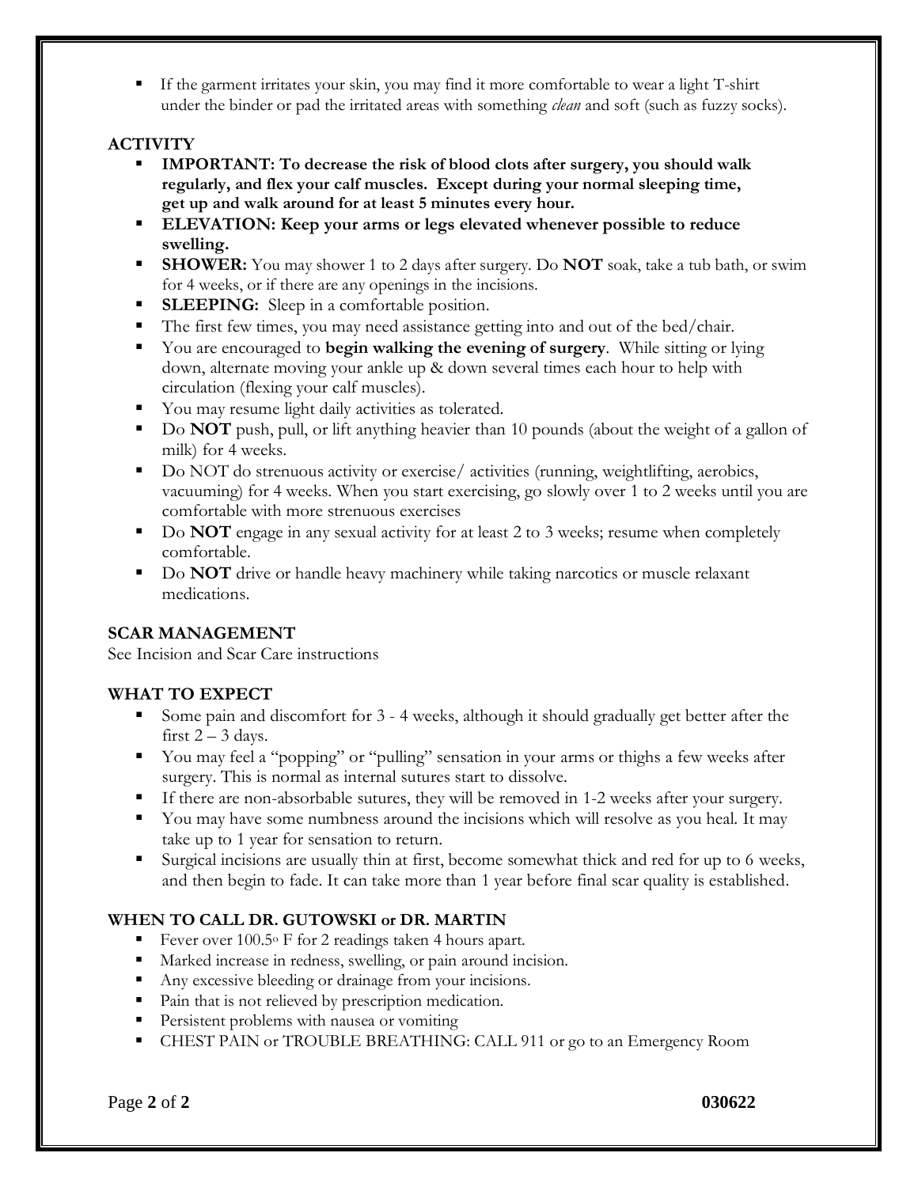- If the garment irritates your skin, you may find it more comfortable to wear a light T-shirt under the binder or pad the irritated areas with something *clean* and soft (such as fuzzy socks).

**ACTIVITY**

- **IMPORTANT: To decrease the risk of blood clots after surgery, you should walk regularly, and flex your calf muscles. Except during your normal sleeping time, get up and walk around for at least 5 minutes every hour.**
- **ELEVATION: Keep your arms or legs elevated whenever possible to reduce swelling.**
- **SHOWER:** You may shower 1 to 2 days after surgery. Do **NOT** soak, take a tub bath, or swim for 4 weeks, or if there are any openings in the incisions.
- **SLEEPING:** Sleep in a comfortable position.
- The first few times, you may need assistance getting into and out of the bed/chair.
- You are encouraged to **begin walking the evening of surgery**. While sitting or lying down, alternate moving your ankle up & down several times each hour to help with circulation (flexing your calf muscles).
- You may resume light daily activities as tolerated.
- Do **NOT** push, pull, or lift anything heavier than 10 pounds (about the weight of a gallon of milk) for 4 weeks.
- Do NOT do strenuous activity or exercise/ activities (running, weightlifting, aerobics, vacuuming) for 4 weeks. When you start exercising, go slowly over 1 to 2 weeks until you are comfortable with more strenuous exercises
- Do **NOT** engage in any sexual activity for at least 2 to 3 weeks; resume when completely comfortable.
- Do **NOT** drive or handle heavy machinery while taking narcotics or muscle relaxant medications.

**SCAR MANAGEMENT**

See Incision and Scar Care instructions

**WHAT TO EXPECT**

- Some pain and discomfort for 3 - 4 weeks, although it should gradually get better after the first 2 – 3 days.
- You may feel a "popping" or "pulling" sensation in your arms or thighs a few weeks after surgery. This is normal as internal sutures start to dissolve.
- If there are non-absorbable sutures, they will be removed in 1-2 weeks after your surgery.
- You may have some numbness around the incisions which will resolve as you heal. It may take up to 1 year for sensation to return.
- Surgical incisions are usually thin at first, become somewhat thick and red for up to 6 weeks, and then begin to fade. It can take more than 1 year before final scar quality is established.

**WHEN TO CALL DR. GUTOWSKI or DR. MARTIN**

- Fever over 100.5° F for 2 readings taken 4 hours apart.
- Marked increase in redness, swelling, or pain around incision.
- Any excessive bleeding or drainage from your incisions.
- Pain that is not relieved by prescription medication.
- Persistent problems with nausea or vomiting
- CHEST PAIN or TROUBLE BREATHING: CALL 911 or go to an Emergency Room

**030622**